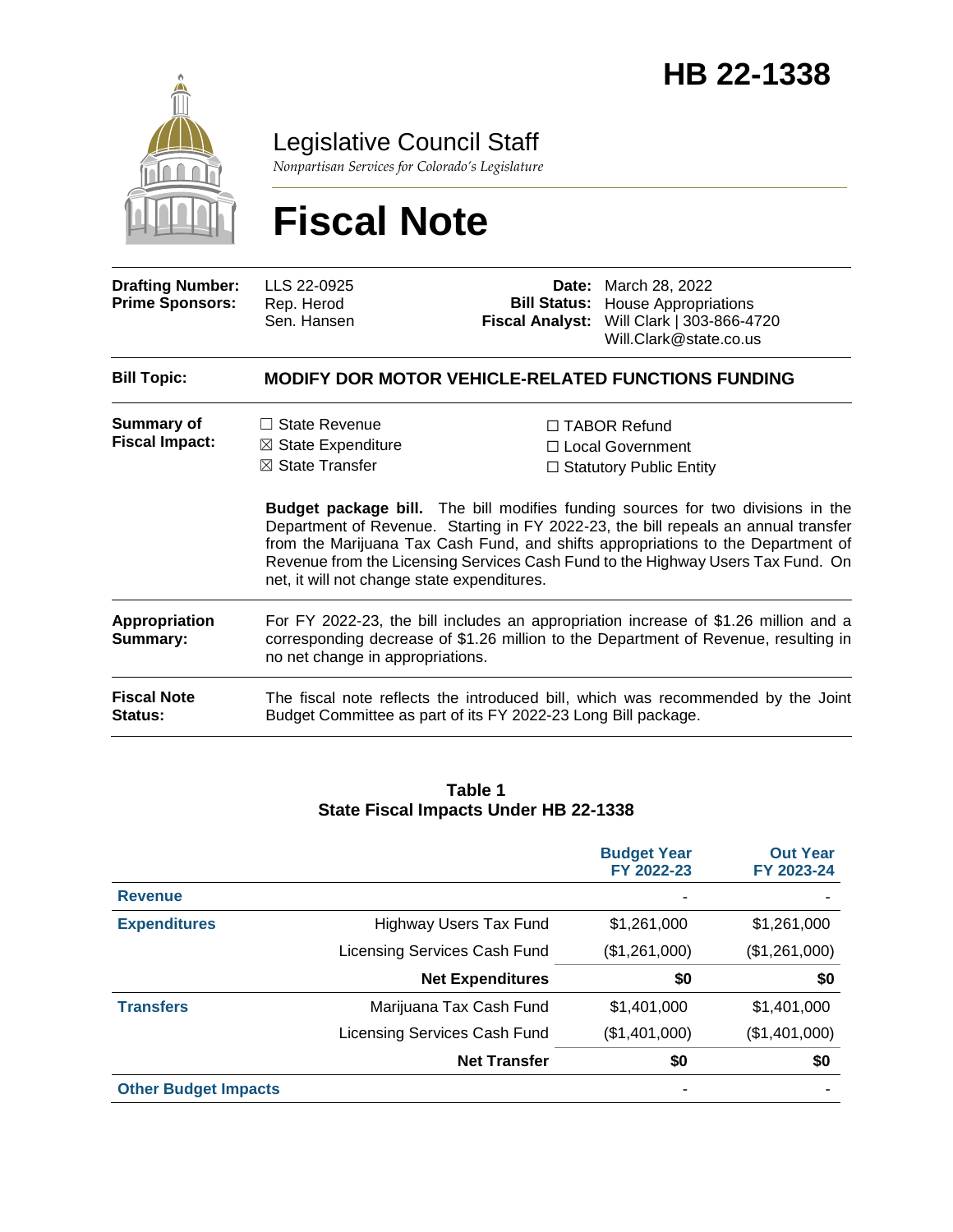# HB 22-1338

## Legislative Council Staff

*Nonpartisan Services for Colorado's Legislature*

# Fiscal Note

| | | | |
|---|---|---|---|
| **Drafting Number:** | LLS 22-0925 | **Date:** | March 28, 2022 |
| **Prime Sponsors:** | Rep. Herod<br>Sen. Hansen | **Bill Status:** | House Appropriations |
| | | **Fiscal Analyst:** | Will Clark \| 303-866-4720<br>Will.Clark@state.co.us |

**Bill Topic:** **MODIFY DOR MOTOR VEHICLE-RELATED FUNCTIONS FUNDING**

**Summary of Fiscal Impact:**

☐ State Revenue
☒ State Expenditure
☒ State Transfer
☐ TABOR Refund
☐ Local Government
☐ Statutory Public Entity

**Budget package bill.** The bill modifies funding sources for two divisions in the Department of Revenue. Starting in FY 2022-23, the bill repeals an annual transfer from the Marijuana Tax Cash Fund, and shifts appropriations to the Department of Revenue from the Licensing Services Cash Fund to the Highway Users Tax Fund. On net, it will not change state expenditures.

**Appropriation Summary:** For FY 2022-23, the bill includes an appropriation increase of $1.26 million and a corresponding decrease of $1.26 million to the Department of Revenue, resulting in no net change in appropriations.

**Fiscal Note Status:** The fiscal note reflects the introduced bill, which was recommended by the Joint Budget Committee as part of its FY 2022-23 Long Bill package.

**Table 1**
**State Fiscal Impacts Under HB 22-1338**

| | | Budget Year FY 2022-23 | Out Year FY 2023-24 |
|---|---|---|---|
| **Revenue** | | - | - |
| **Expenditures** | Highway Users Tax Fund | $1,261,000 | $1,261,000 |
| | Licensing Services Cash Fund | ($1,261,000) | ($1,261,000) |
| | **Net Expenditures** | **$0** | **$0** |
| **Transfers** | Marijuana Tax Cash Fund | $1,401,000 | $1,401,000 |
| | Licensing Services Cash Fund | ($1,401,000) | ($1,401,000) |
| | **Net Transfer** | **$0** | **$0** |
| **Other Budget Impacts** | | - | - |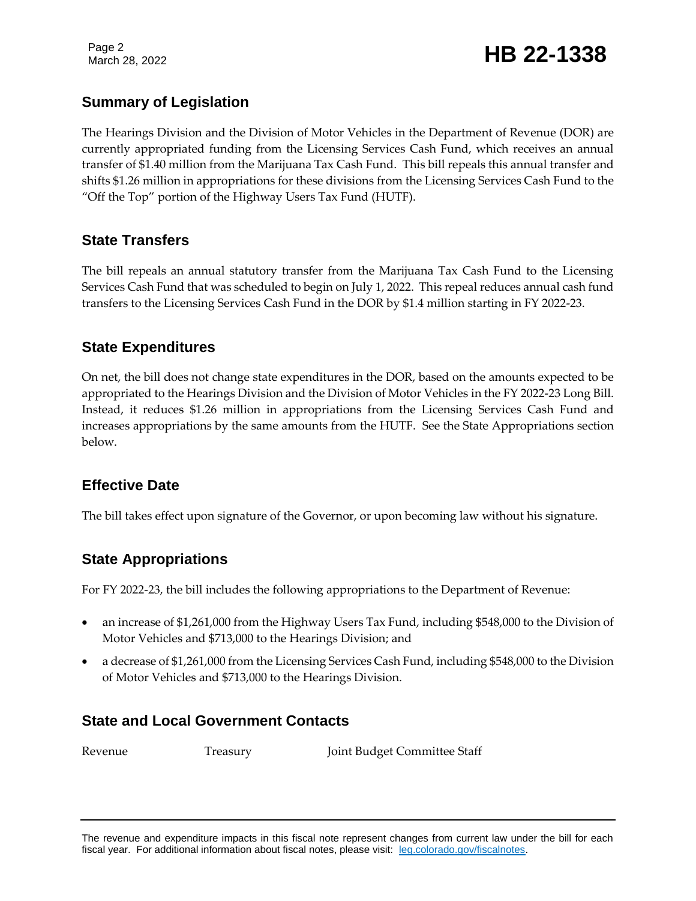## Summary of Legislation

The Hearings Division and the Division of Motor Vehicles in the Department of Revenue (DOR) are currently appropriated funding from the Licensing Services Cash Fund, which receives an annual transfer of $1.40 million from the Marijuana Tax Cash Fund. This bill repeals this annual transfer and shifts $1.26 million in appropriations for these divisions from the Licensing Services Cash Fund to the "Off the Top" portion of the Highway Users Tax Fund (HUTF).

## State Transfers

The bill repeals an annual statutory transfer from the Marijuana Tax Cash Fund to the Licensing Services Cash Fund that was scheduled to begin on July 1, 2022. This repeal reduces annual cash fund transfers to the Licensing Services Cash Fund in the DOR by $1.4 million starting in FY 2022-23.

## State Expenditures

On net, the bill does not change state expenditures in the DOR, based on the amounts expected to be appropriated to the Hearings Division and the Division of Motor Vehicles in the FY 2022-23 Long Bill. Instead, it reduces $1.26 million in appropriations from the Licensing Services Cash Fund and increases appropriations by the same amounts from the HUTF. See the State Appropriations section below.

## Effective Date

The bill takes effect upon signature of the Governor, or upon becoming law without his signature.

## State Appropriations

For FY 2022-23, the bill includes the following appropriations to the Department of Revenue:

- an increase of $1,261,000 from the Highway Users Tax Fund, including $548,000 to the Division of Motor Vehicles and $713,000 to the Hearings Division; and
- a decrease of $1,261,000 from the Licensing Services Cash Fund, including $548,000 to the Division of Motor Vehicles and $713,000 to the Hearings Division.

## State and Local Government Contacts

Revenue    Treasury    Joint Budget Committee Staff

The revenue and expenditure impacts in this fiscal note represent changes from current law under the bill for each fiscal year. For additional information about fiscal notes, please visit: leg.colorado.gov/fiscalnotes.